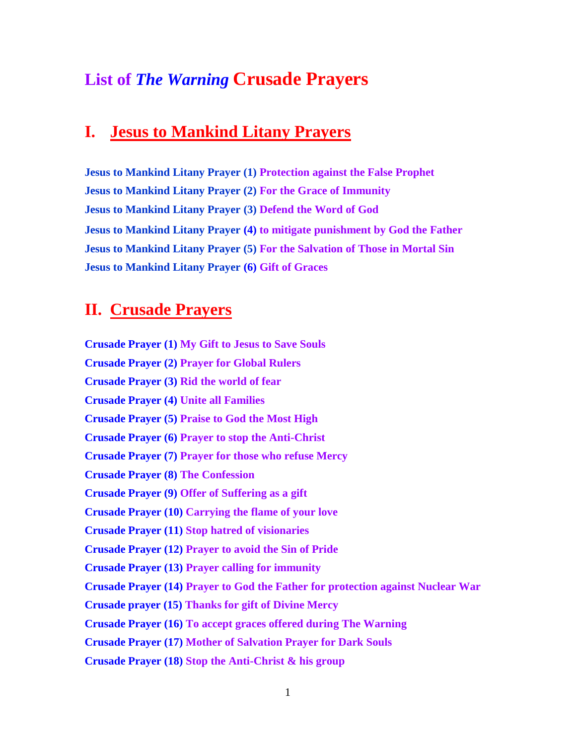# List of *The Warning* Crusade Prayers

## I. Jesus to Mankind Litany Prayers

**Jesus to Mankind Litany Prayer (1) Protection against the False Prophet**
**Jesus to Mankind Litany Prayer (2) For the Grace of Immunity**
**Jesus to Mankind Litany Prayer (3) Defend the Word of God**
**Jesus to Mankind Litany Prayer (4) to mitigate punishment by God the Father**
**Jesus to Mankind Litany Prayer (5) For the Salvation of Those in Mortal Sin**
**Jesus to Mankind Litany Prayer (6) Gift of Graces**

## II. Crusade Prayers

**Crusade Prayer (1) My Gift to Jesus to Save Souls**
**Crusade Prayer (2) Prayer for Global Rulers**
**Crusade Prayer (3) Rid the world of fear**
**Crusade Prayer (4) Unite all Families**
**Crusade Prayer (5) Praise to God the Most High**
**Crusade Prayer (6) Prayer to stop the Anti-Christ**
**Crusade Prayer (7) Prayer for those who refuse Mercy**
**Crusade Prayer (8) The Confession**
**Crusade Prayer (9) Offer of Suffering as a gift**
**Crusade Prayer (10) Carrying the flame of your love**
**Crusade Prayer (11) Stop hatred of visionaries**
**Crusade Prayer (12) Prayer to avoid the Sin of Pride**
**Crusade Prayer (13) Prayer calling for immunity**
**Crusade Prayer (14) Prayer to God the Father for protection against Nuclear War**
**Crusade prayer (15) Thanks for gift of Divine Mercy**
**Crusade Prayer (16) To accept graces offered during The Warning**
**Crusade Prayer (17) Mother of Salvation Prayer for Dark Souls**
**Crusade Prayer (18) Stop the Anti-Christ & his group**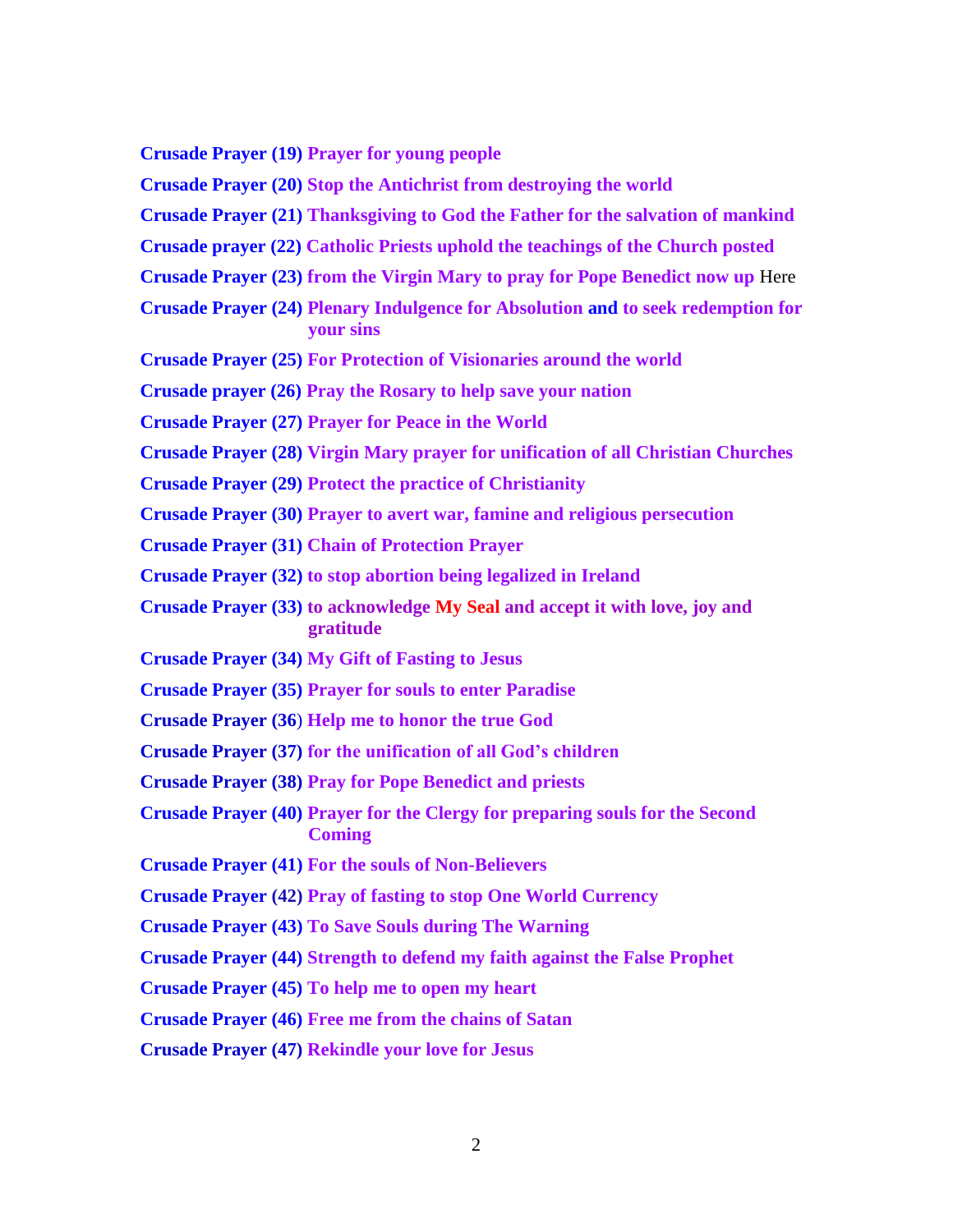**Crusade Prayer (19) Prayer for young people**

**Crusade Prayer (20) Stop the Antichrist from destroying the world**

**Crusade Prayer (21) Thanksgiving to God the Father for the salvation of mankind**

**Crusade prayer (22) Catholic Priests uphold the teachings of the Church posted**

**Crusade Prayer (23) from the Virgin Mary to pray for Pope Benedict now up** Here

**Crusade Prayer (24) Plenary Indulgence for Absolution and to seek redemption for your sins**

**Crusade Prayer (25) For Protection of Visionaries around the world**

**Crusade prayer (26) Pray the Rosary to help save your nation**

**Crusade Prayer (27) Prayer for Peace in the World**

**Crusade Prayer (28) Virgin Mary prayer for unification of all Christian Churches**

**Crusade Prayer (29) Protect the practice of Christianity**

**Crusade Prayer (30) Prayer to avert war, famine and religious persecution**

**Crusade Prayer (31) Chain of Protection Prayer**

**Crusade Prayer (32) to stop abortion being legalized in Ireland**

**Crusade Prayer (33) to acknowledge My Seal and accept it with love, joy and gratitude**

**Crusade Prayer (34) My Gift of Fasting to Jesus**

**Crusade Prayer (35) Prayer for souls to enter Paradise**

**Crusade Prayer (36) Help me to honor the true God**

**Crusade Prayer (37) for the unification of all God's children**

**Crusade Prayer (38) Pray for Pope Benedict and priests**

**Crusade Prayer (40) Prayer for the Clergy for preparing souls for the Second Coming**

**Crusade Prayer (41) For the souls of Non-Believers**

**Crusade Prayer (42) Pray of fasting to stop One World Currency**

**Crusade Prayer (43) To Save Souls during The Warning**

**Crusade Prayer (44) Strength to defend my faith against the False Prophet**

**Crusade Prayer (45) To help me to open my heart**

**Crusade Prayer (46) Free me from the chains of Satan**

**Crusade Prayer (47) Rekindle your love for Jesus**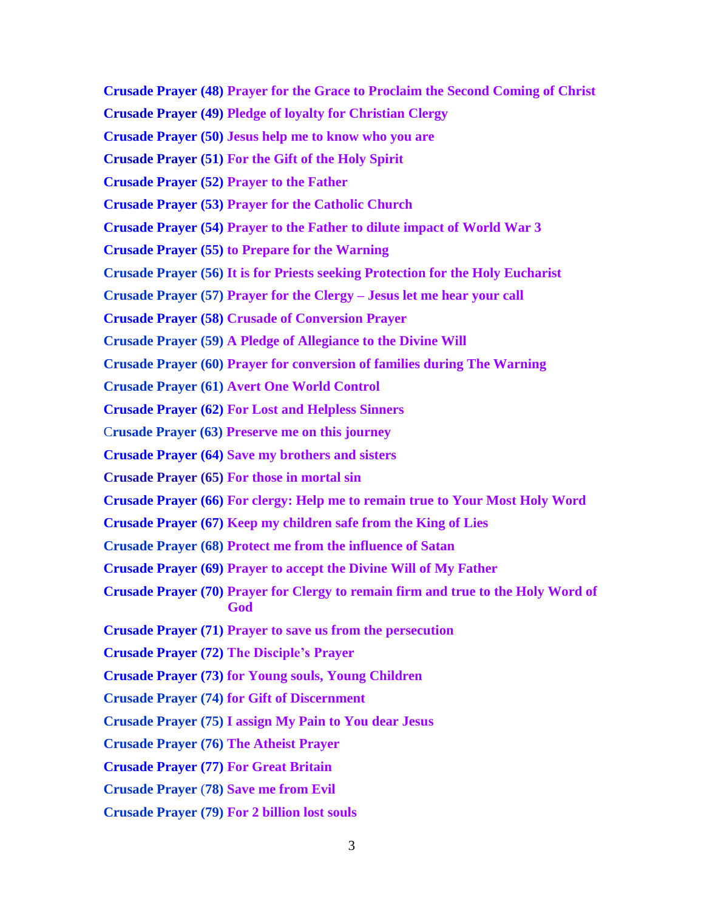**Crusade Prayer (48) Prayer for the Grace to Proclaim the Second Coming of Christ**

**Crusade Prayer (49) Pledge of loyalty for Christian Clergy**

**Crusade Prayer (50) Jesus help me to know who you are**

**Crusade Prayer (51) For the Gift of the Holy Spirit**

**Crusade Prayer (52) Prayer to the Father**

**Crusade Prayer (53) Prayer for the Catholic Church**

**Crusade Prayer (54) Prayer to the Father to dilute impact of World War 3**

**Crusade Prayer (55) to Prepare for the Warning**

**Crusade Prayer (56) It is for Priests seeking Protection for the Holy Eucharist**

**Crusade Prayer (57) Prayer for the Clergy – Jesus let me hear your call**

**Crusade Prayer (58) Crusade of Conversion Prayer**

**Crusade Prayer (59) A Pledge of Allegiance to the Divine Will**

**Crusade Prayer (60) Prayer for conversion of families during The Warning**

**Crusade Prayer (61) Avert One World Control**

**Crusade Prayer (62) For Lost and Helpless Sinners**

C**rusade Prayer (63) Preserve me on this journey**

**Crusade Prayer (64) Save my brothers and sisters**

**Crusade Prayer (65) For those in mortal sin**

**Crusade Prayer (66) For clergy: Help me to remain true to Your Most Holy Word**

**Crusade Prayer (67) Keep my children safe from the King of Lies**

**Crusade Prayer (68) Protect me from the influence of Satan**

**Crusade Prayer (69) Prayer to accept the Divine Will of My Father**

**Crusade Prayer (70) Prayer for Clergy to remain firm and true to the Holy Word of God**

**Crusade Prayer (71) Prayer to save us from the persecution**

**Crusade Prayer (72) The Disciple's Prayer**

**Crusade Prayer (73) for Young souls, Young Children**

**Crusade Prayer (74) for Gift of Discernment**

**Crusade Prayer (75) I assign My Pain to You dear Jesus**

**Crusade Prayer (76) The Atheist Prayer**

**Crusade Prayer (77) For Great Britain**

**Crusade Prayer** (**78) Save me from Evil**

**Crusade Prayer (79) For 2 billion lost souls**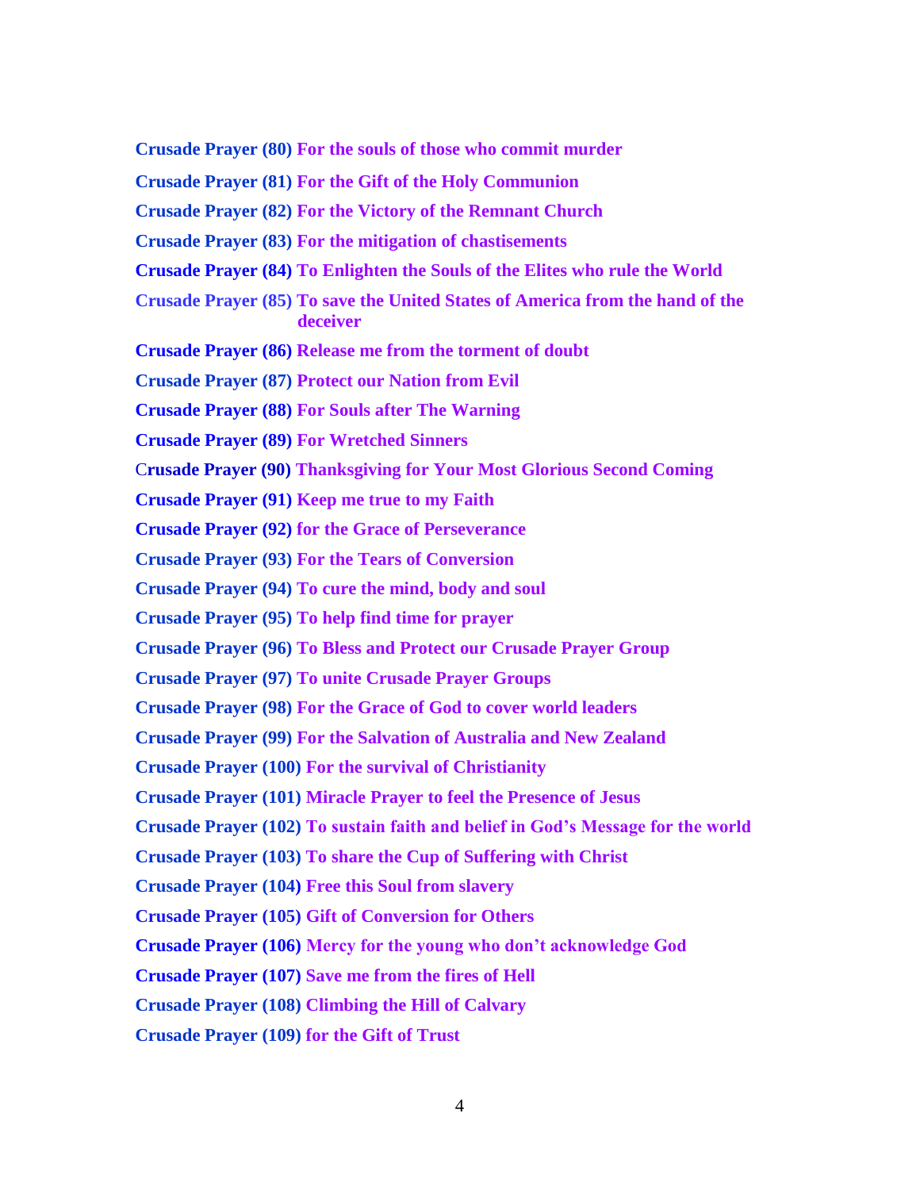**Crusade Prayer (80) For the souls of those who commit murder**

**Crusade Prayer (81) For the Gift of the Holy Communion**

**Crusade Prayer (82) For the Victory of the Remnant Church**

**Crusade Prayer (83) For the mitigation of chastisements**

**Crusade Prayer (84) To Enlighten the Souls of the Elites who rule the World**

**Crusade Prayer (85) To save the United States of America from the hand of the deceiver**

**Crusade Prayer (86) Release me from the torment of doubt**

**Crusade Prayer (87) Protect our Nation from Evil**

**Crusade Prayer (88) For Souls after The Warning**

**Crusade Prayer (89) For Wretched Sinners**

**Crusade Prayer (90) Thanksgiving for Your Most Glorious Second Coming**

**Crusade Prayer (91) Keep me true to my Faith**

**Crusade Prayer (92) for the Grace of Perseverance**

**Crusade Prayer (93) For the Tears of Conversion**

**Crusade Prayer (94) To cure the mind, body and soul**

**Crusade Prayer (95) To help find time for prayer**

**Crusade Prayer (96) To Bless and Protect our Crusade Prayer Group**

**Crusade Prayer (97) To unite Crusade Prayer Groups**

**Crusade Prayer (98) For the Grace of God to cover world leaders**

**Crusade Prayer (99) For the Salvation of Australia and New Zealand**

**Crusade Prayer (100) For the survival of Christianity**

**Crusade Prayer (101) Miracle Prayer to feel the Presence of Jesus**

**Crusade Prayer (102) To sustain faith and belief in God's Message for the world**

**Crusade Prayer (103) To share the Cup of Suffering with Christ**

**Crusade Prayer (104) Free this Soul from slavery**

**Crusade Prayer (105) Gift of Conversion for Others**

**Crusade Prayer (106) Mercy for the young who don't acknowledge God**

**Crusade Prayer (107) Save me from the fires of Hell**

**Crusade Prayer (108) Climbing the Hill of Calvary**

**Crusade Prayer (109) for the Gift of Trust**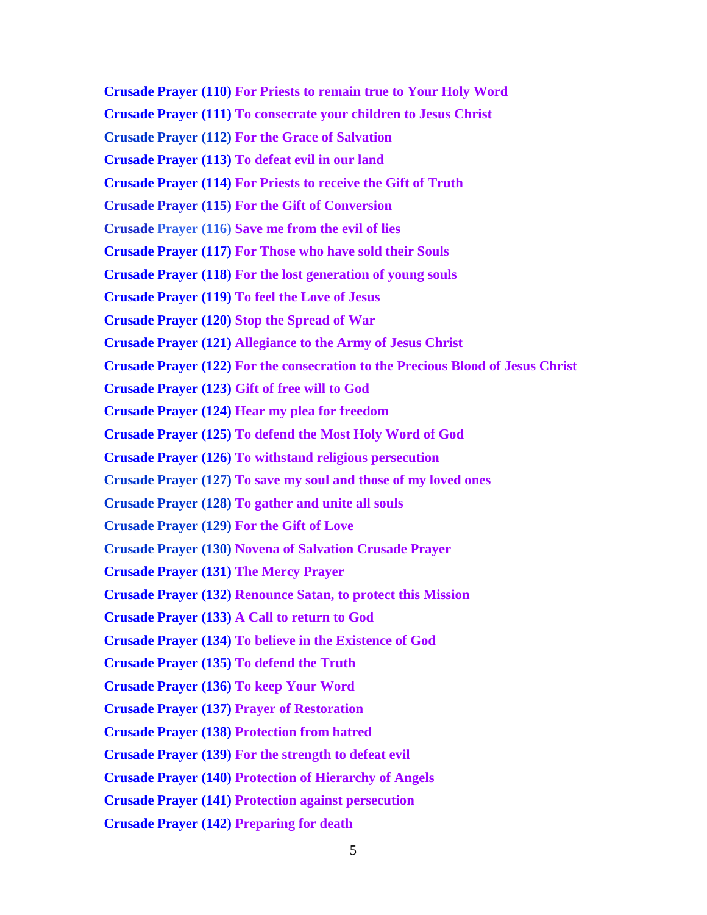**Crusade Prayer (110) For Priests to remain true to Your Holy Word**

**Crusade Prayer (111) To consecrate your children to Jesus Christ**

**Crusade Prayer (112) For the Grace of Salvation**

**Crusade Prayer (113) To defeat evil in our land**

**Crusade Prayer (114) For Priests to receive the Gift of Truth**

**Crusade Prayer (115) For the Gift of Conversion**

**Crusade Prayer (116) Save me from the evil of lies**

**Crusade Prayer (117) For Those who have sold their Souls**

**Crusade Prayer (118) For the lost generation of young souls**

**Crusade Prayer (119) To feel the Love of Jesus**

**Crusade Prayer (120) Stop the Spread of War**

**Crusade Prayer (121) Allegiance to the Army of Jesus Christ**

**Crusade Prayer (122) For the consecration to the Precious Blood of Jesus Christ**

**Crusade Prayer (123) Gift of free will to God**

**Crusade Prayer (124) Hear my plea for freedom**

**Crusade Prayer (125) To defend the Most Holy Word of God**

**Crusade Prayer (126) To withstand religious persecution**

**Crusade Prayer (127) To save my soul and those of my loved ones**

**Crusade Prayer (128) To gather and unite all souls**

**Crusade Prayer (129) For the Gift of Love**

**Crusade Prayer (130) Novena of Salvation Crusade Prayer**

**Crusade Prayer (131) The Mercy Prayer**

**Crusade Prayer (132) Renounce Satan, to protect this Mission**

**Crusade Prayer (133) A Call to return to God**

**Crusade Prayer (134) To believe in the Existence of God**

**Crusade Prayer (135) To defend the Truth**

**Crusade Prayer (136) To keep Your Word**

**Crusade Prayer (137) Prayer of Restoration**

**Crusade Prayer (138) Protection from hatred**

**Crusade Prayer (139) For the strength to defeat evil**

**Crusade Prayer (140) Protection of Hierarchy of Angels**

**Crusade Prayer (141) Protection against persecution**

**Crusade Prayer (142) Preparing for death**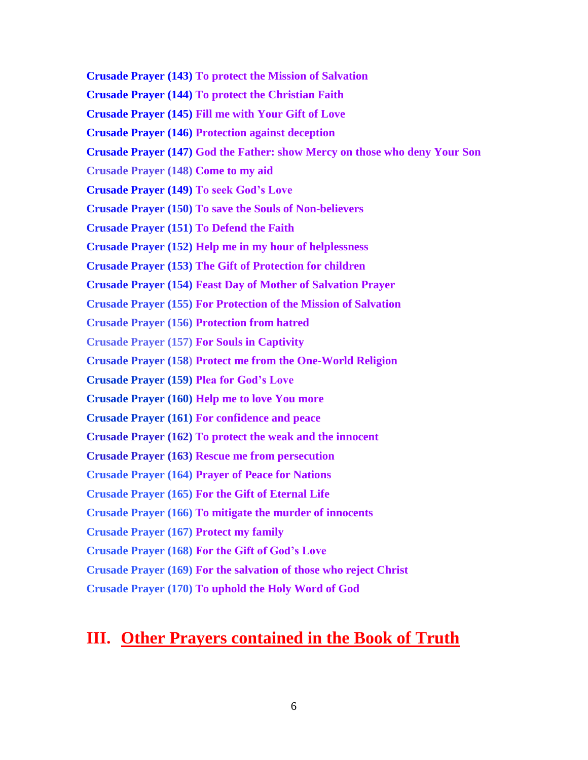**Crusade Prayer (143) To protect the Mission of Salvation**

**Crusade Prayer (144) To protect the Christian Faith**

**Crusade Prayer (145) Fill me with Your Gift of Love**

**Crusade Prayer (146) Protection against deception**

**Crusade Prayer (147) God the Father: show Mercy on those who deny Your Son**

**Crusade Prayer (148) Come to my aid**

**Crusade Prayer (149) To seek God's Love**

**Crusade Prayer (150) To save the Souls of Non-believers**

**Crusade Prayer (151) To Defend the Faith**

**Crusade Prayer (152) Help me in my hour of helplessness**

**Crusade Prayer (153) The Gift of Protection for children**

**Crusade Prayer (154) Feast Day of Mother of Salvation Prayer**

**Crusade Prayer (155) For Protection of the Mission of Salvation**

**Crusade Prayer (156) Protection from hatred**

**Crusade Prayer (157) For Souls in Captivity**

**Crusade Prayer (158) Protect me from the One-World Religion**

**Crusade Prayer (159) Plea for God's Love**

**Crusade Prayer (160) Help me to love You more**

**Crusade Prayer (161) For confidence and peace**

**Crusade Prayer (162) To protect the weak and the innocent**

**Crusade Prayer (163) Rescue me from persecution**

**Crusade Prayer (164) Prayer of Peace for Nations**

**Crusade Prayer (165) For the Gift of Eternal Life**

**Crusade Prayer (166) To mitigate the murder of innocents**

**Crusade Prayer (167) Protect my family**

**Crusade Prayer (168) For the Gift of God's Love**

**Crusade Prayer (169) For the salvation of those who reject Christ**

**Crusade Prayer (170) To uphold the Holy Word of God**

## III. Other Prayers contained in the Book of Truth